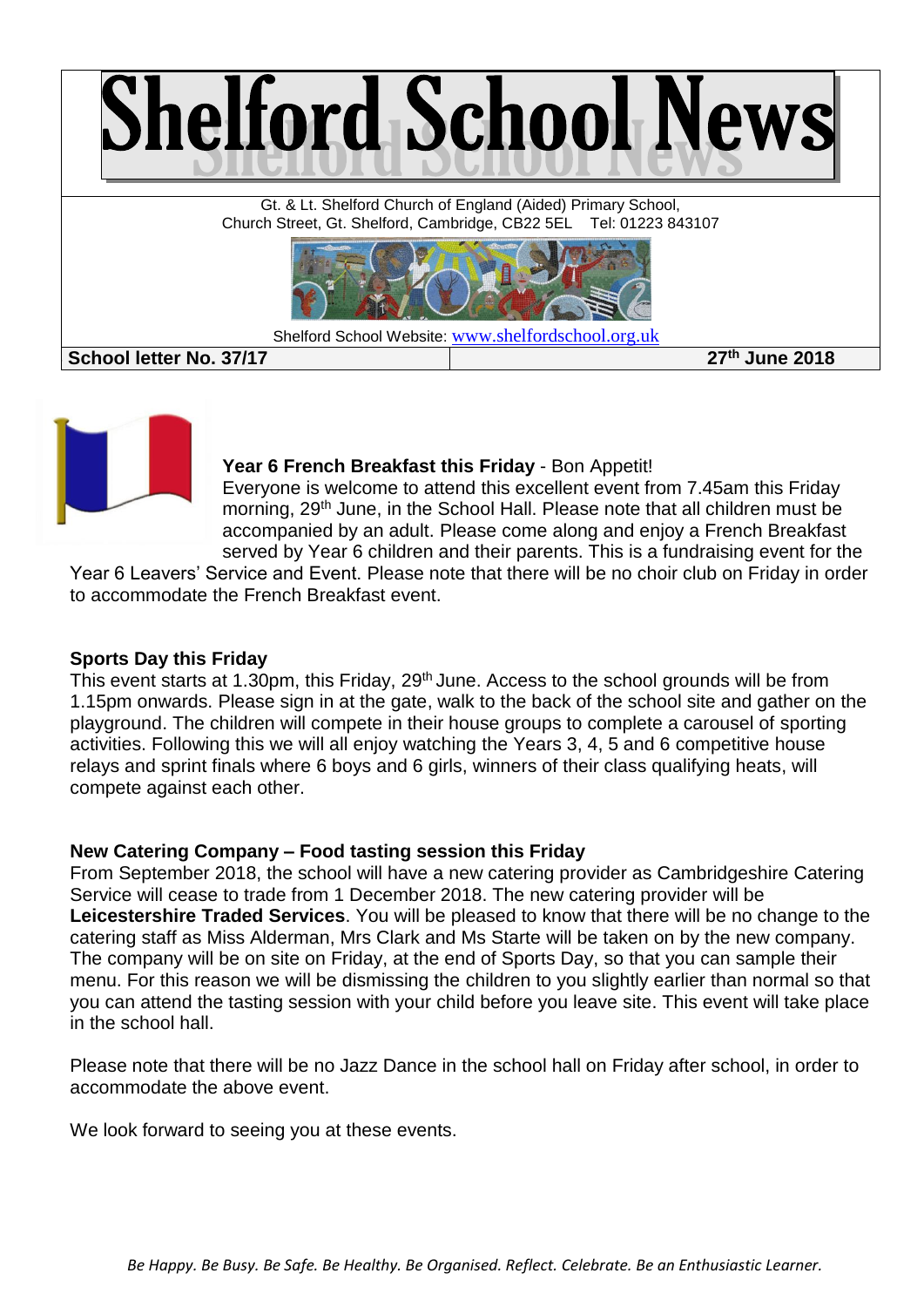# Shelford School News

Gt. & Lt. Shelford Church of England (Aided) Primary School,
Church Street, Gt. Shelford, Cambridge, CB22 5EL Tel: 01223 843107

Shelford School Website: www.shelfordschool.org.uk

**School letter No. 37/17** | **27th June 2018**

**Year 6 French Breakfast this Friday** - Bon Appetit!

Everyone is welcome to attend this excellent event from 7.45am this Friday morning, 29th June, in the School Hall. Please note that all children must be accompanied by an adult. Please come along and enjoy a French Breakfast served by Year 6 children and their parents. This is a fundraising event for the Year 6 Leavers' Service and Event. Please note that there will be no choir club on Friday in order to accommodate the French Breakfast event.

**Sports Day this Friday**

This event starts at 1.30pm, this Friday, 29th June. Access to the school grounds will be from 1.15pm onwards. Please sign in at the gate, walk to the back of the school site and gather on the playground. The children will compete in their house groups to complete a carousel of sporting activities. Following this we will all enjoy watching the Years 3, 4, 5 and 6 competitive house relays and sprint finals where 6 boys and 6 girls, winners of their class qualifying heats, will compete against each other.

**New Catering Company – Food tasting session this Friday**

From September 2018, the school will have a new catering provider as Cambridgeshire Catering Service will cease to trade from 1 December 2018. The new catering provider will be **Leicestershire Traded Services**. You will be pleased to know that there will be no change to the catering staff as Miss Alderman, Mrs Clark and Ms Starte will be taken on by the new company. The company will be on site on Friday, at the end of Sports Day, so that you can sample their menu. For this reason we will be dismissing the children to you slightly earlier than normal so that you can attend the tasting session with your child before you leave site. This event will take place in the school hall.

Please note that there will be no Jazz Dance in the school hall on Friday after school, in order to accommodate the above event.

We look forward to seeing you at these events.

*Be Happy. Be Busy. Be Safe. Be Healthy. Be Organised. Reflect. Celebrate. Be an Enthusiastic Learner.*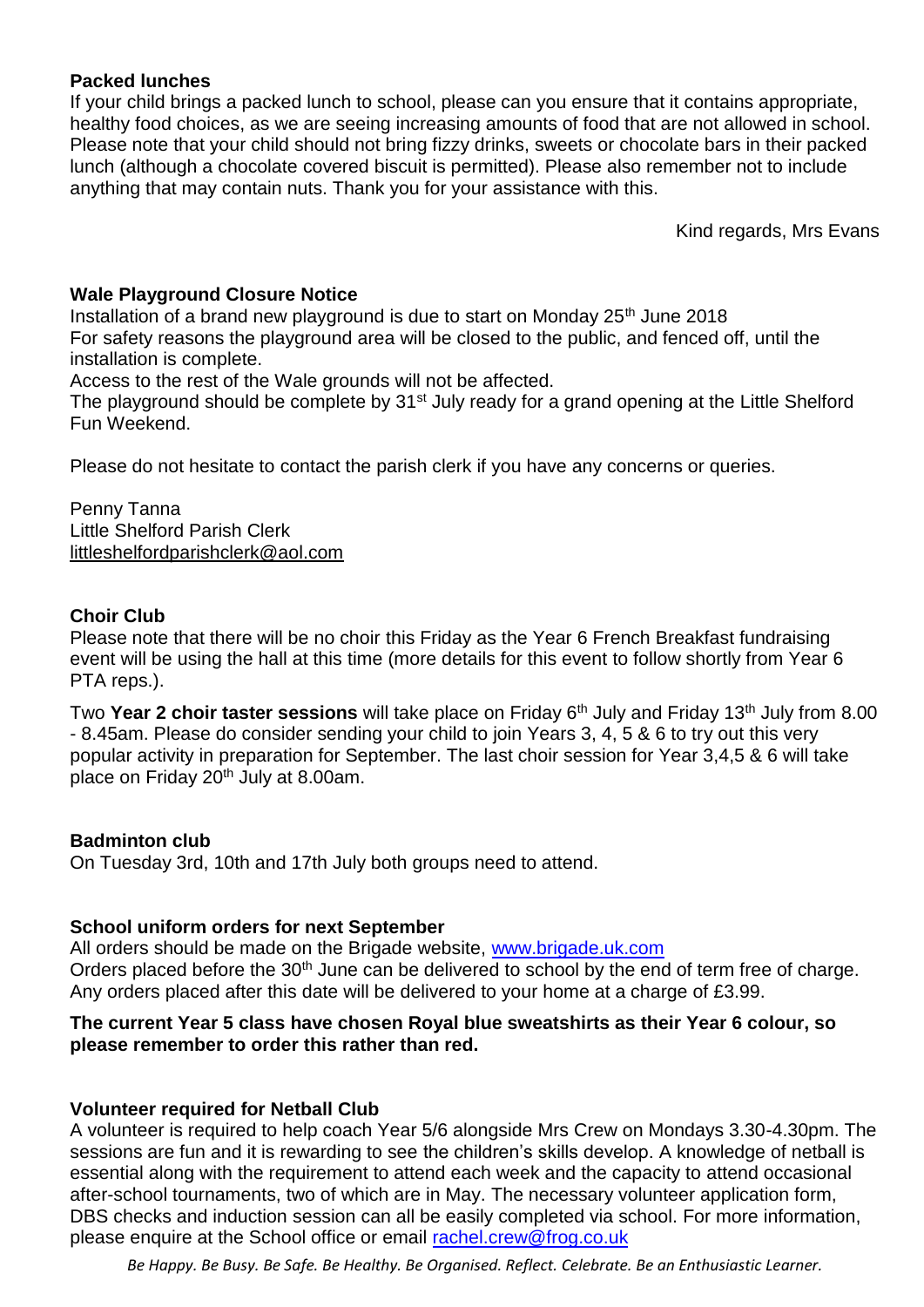**Packed lunches**

If your child brings a packed lunch to school, please can you ensure that it contains appropriate, healthy food choices, as we are seeing increasing amounts of food that are not allowed in school. Please note that your child should not bring fizzy drinks, sweets or chocolate bars in their packed lunch (although a chocolate covered biscuit is permitted). Please also remember not to include anything that may contain nuts. Thank you for your assistance with this.

Kind regards, Mrs Evans

**Wale Playground Closure Notice**

Installation of a brand new playground is due to start on Monday 25th June 2018

For safety reasons the playground area will be closed to the public, and fenced off, until the installation is complete.

Access to the rest of the Wale grounds will not be affected.

The playground should be complete by 31st July ready for a grand opening at the Little Shelford Fun Weekend.

Please do not hesitate to contact the parish clerk if you have any concerns or queries.

Penny Tanna
Little Shelford Parish Clerk
littleshelfordparishclerk@aol.com

**Choir Club**

Please note that there will be no choir this Friday as the Year 6 French Breakfast fundraising event will be using the hall at this time (more details for this event to follow shortly from Year 6 PTA reps.).

Two **Year 2 choir taster sessions** will take place on Friday 6th July and Friday 13th July from 8.00 - 8.45am. Please do consider sending your child to join Years 3, 4, 5 & 6 to try out this very popular activity in preparation for September. The last choir session for Year 3,4,5 & 6 will take place on Friday 20th July at 8.00am.

**Badminton club**

On Tuesday 3rd, 10th and 17th July both groups need to attend.

**School uniform orders for next September**

All orders should be made on the Brigade website, www.brigade.uk.com

Orders placed before the 30th June can be delivered to school by the end of term free of charge. Any orders placed after this date will be delivered to your home at a charge of £3.99.

**The current Year 5 class have chosen Royal blue sweatshirts as their Year 6 colour, so please remember to order this rather than red.**

**Volunteer required for Netball Club**

A volunteer is required to help coach Year 5/6 alongside Mrs Crew on Mondays 3.30-4.30pm. The sessions are fun and it is rewarding to see the children's skills develop. A knowledge of netball is essential along with the requirement to attend each week and the capacity to attend occasional after-school tournaments, two of which are in May. The necessary volunteer application form, DBS checks and induction session can all be easily completed via school. For more information, please enquire at the School office or email rachel.crew@frog.co.uk

*Be Happy. Be Busy. Be Safe. Be Healthy. Be Organised. Reflect. Celebrate. Be an Enthusiastic Learner.*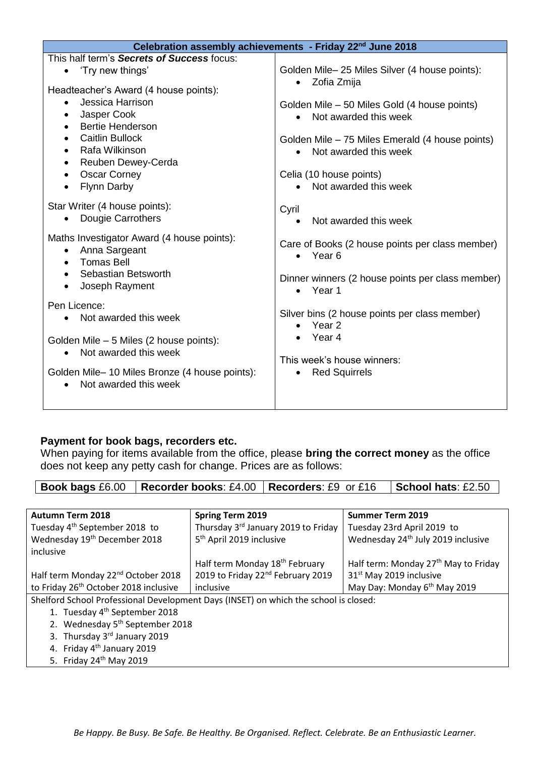## Celebration assembly achievements - Friday 22nd June 2018

This half term's ***Secrets of Success*** focus:

- 'Try new things'

Headteacher's Award (4 house points):

- Jessica Harrison
- Jasper Cook
- Bertie Henderson
- Caitlin Bullock
- Rafa Wilkinson
- Reuben Dewey-Cerda
- Oscar Corney
- Flynn Darby

Star Writer (4 house points):

- Dougie Carrothers

Maths Investigator Award (4 house points):

- Anna Sargeant
- Tomas Bell
- Sebastian Betsworth
- Joseph Rayment

Pen Licence:

- Not awarded this week

Golden Mile – 5 Miles (2 house points):

- Not awarded this week

Golden Mile– 10 Miles Bronze (4 house points):

- Not awarded this week

Golden Mile– 25 Miles Silver (4 house points):

- Zofia Zmija

Golden Mile – 50 Miles Gold (4 house points)

- Not awarded this week

Golden Mile – 75 Miles Emerald (4 house points)

- Not awarded this week

Celia (10 house points)

- Not awarded this week

Cyril

- Not awarded this week

Care of Books (2 house points per class member)

- Year 6

Dinner winners (2 house points per class member)

- Year 1

Silver bins (2 house points per class member)

- Year 2
- Year 4

This week's house winners:

- Red Squirrels

### Payment for book bags, recorders etc.

When paying for items available from the office, please **bring the correct money** as the office does not keep any petty cash for change. Prices are as follows:

| **Book bags** £6.00 | **Recorder books**: £4.00 | **Recorders**: £9 or £16 | **School hats**: £2.50 |
|---|---|---|---|

| **Autumn Term 2018** | **Spring Term 2019** | **Summer Term 2019** |
|---|---|---|
| Tuesday 4th September 2018 to Wednesday 19th December 2018 inclusive | Thursday 3rd January 2019 to Friday 5th April 2019 inclusive | Tuesday 23rd April 2019 to Wednesday 24th July 2019 inclusive |
| Half term Monday 22nd October 2018 to Friday 26th October 2018 inclusive | Half term Monday 18th February 2019 to Friday 22nd February 2019 inclusive | Half term: Monday 27th May to Friday 31st May 2019 inclusive<br>May Day: Monday 6th May 2019 |

Shelford School Professional Development Days (INSET) on which the school is closed:

1. Tuesday 4th September 2018
2. Wednesday 5th September 2018
3. Thursday 3rd January 2019
4. Friday 4th January 2019
5. Friday 24th May 2019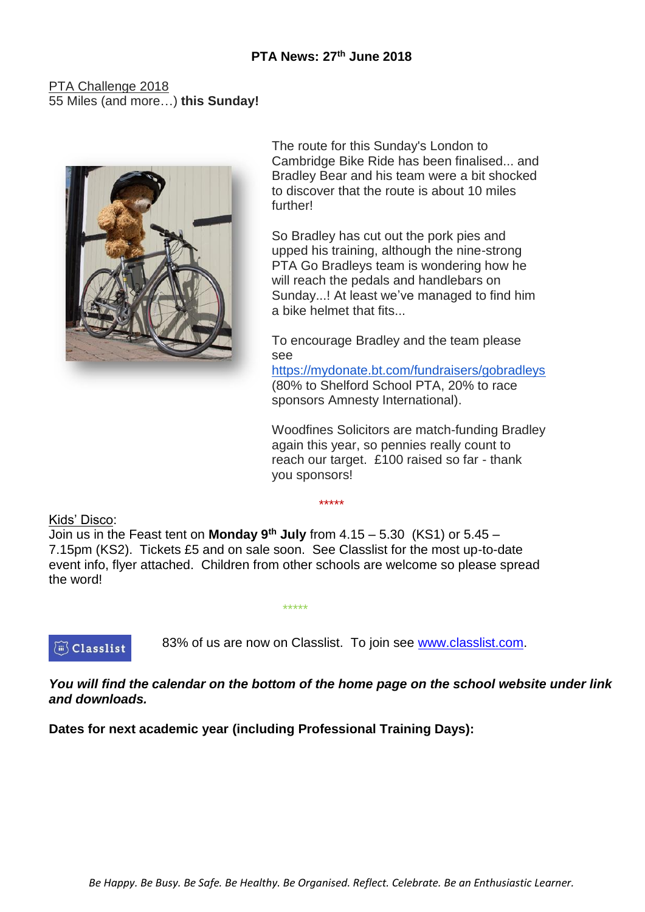**PTA News: 27th June 2018**

PTA Challenge 2018
55 Miles (and more…) **this Sunday!**

The route for this Sunday's London to Cambridge Bike Ride has been finalised... and Bradley Bear and his team were a bit shocked to discover that the route is about 10 miles further!

So Bradley has cut out the pork pies and upped his training, although the nine-strong PTA Go Bradleys team is wondering how he will reach the pedals and handlebars on Sunday...! At least we've managed to find him a bike helmet that fits...

To encourage Bradley and the team please see https://mydonate.bt.com/fundraisers/gobradleys (80% to Shelford School PTA, 20% to race sponsors Amnesty International).

Woodfines Solicitors are match-funding Bradley again this year, so pennies really count to reach our target. £100 raised so far - thank you sponsors!

*****

Kids' Disco:
Join us in the Feast tent on **Monday 9th July** from 4.15 – 5.30 (KS1) or 5.45 – 7.15pm (KS2). Tickets £5 and on sale soon. See Classlist for the most up-to-date event info, flyer attached. Children from other schools are welcome so please spread the word!

*****

Classlist

83% of us are now on Classlist. To join see www.classlist.com.

***You will find the calendar on the bottom of the home page on the school website under link and downloads.***

**Dates for next academic year (including Professional Training Days):**

*Be Happy. Be Busy. Be Safe. Be Healthy. Be Organised. Reflect. Celebrate. Be an Enthusiastic Learner.*